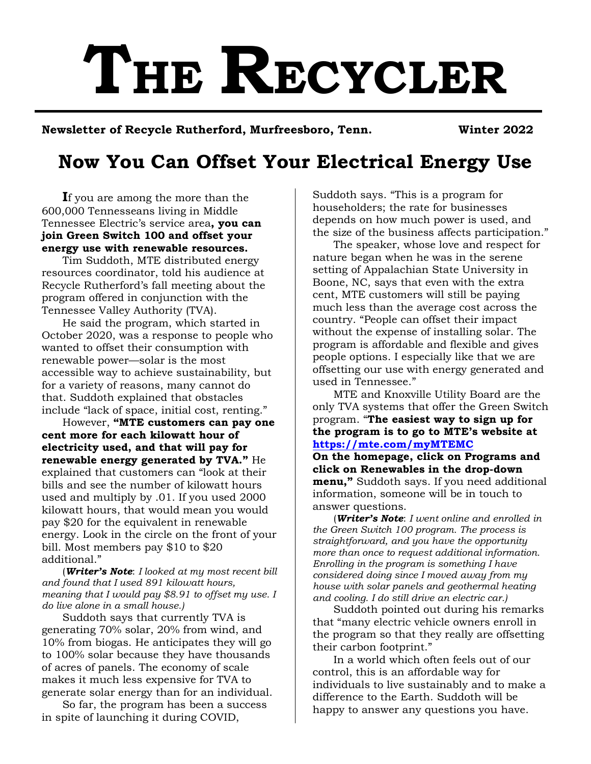# THE RECYCLER

**Newsletter of Recycle Rutherford, Murfreesboro, Tenn. Winter 2022**

## Now You Can Offset Your Electrical Energy Use

If you are among the more than the 600,000 Tennesseans living in Middle Tennessee Electric's service area**, you can join Green Switch 100 and offset your energy use with renewable resources.**

Tim Suddoth, MTE distributed energy resources coordinator, told his audience at Recycle Rutherford's fall meeting about the program offered in conjunction with the Tennessee Valley Authority (TVA).

He said the program, which started in October 2020, was a response to people who wanted to offset their consumption with renewable power—solar is the most accessible way to achieve sustainability, but for a variety of reasons, many cannot do that. Suddoth explained that obstacles include "lack of space, initial cost, renting."

However, **"MTE customers can pay one cent more for each kilowatt hour of electricity used, and that will pay for renewable energy generated by TVA."** He explained that customers can "look at their bills and see the number of kilowatt hours used and multiply by .01. If you used 2000 kilowatt hours, that would mean you would pay $20 for the equivalent in renewable energy. Look in the circle on the front of your bill. Most members pay $10 to $20 additional."

(***Writer's Note***: *I looked at my most recent bill and found that I used 891 kilowatt hours, meaning that I would pay $8.91 to offset my use. I do live alone in a small house.)*

Suddoth says that currently TVA is generating 70% solar, 20% from wind, and 10% from biogas. He anticipates they will go to 100% solar because they have thousands of acres of panels. The economy of scale makes it much less expensive for TVA to generate solar energy than for an individual.

So far, the program has been a success in spite of launching it during COVID, Suddoth says. "This is a program for householders; the rate for businesses depends on how much power is used, and the size of the business affects participation."

The speaker, whose love and respect for nature began when he was in the serene setting of Appalachian State University in Boone, NC, says that even with the extra cent, MTE customers will still be paying much less than the average cost across the country. "People can offset their impact without the expense of installing solar. The program is affordable and flexible and gives people options. I especially like that we are offsetting our use with energy generated and used in Tennessee."

MTE and Knoxville Utility Board are the only TVA systems that offer the Green Switch program. "**The easiest way to sign up for the program is to go to MTE's website at https://mte.com/myMTEMC On the homepage, click on Programs and click on Renewables in the drop-down menu,"** Suddoth says. If you need additional information, someone will be in touch to answer questions.

(***Writer's Note***: *I went online and enrolled in the Green Switch 100 program. The process is straightforward, and you have the opportunity more than once to request additional information. Enrolling in the program is something I have considered doing since I moved away from my house with solar panels and geothermal heating and cooling. I do still drive an electric car.)*

Suddoth pointed out during his remarks that "many electric vehicle owners enroll in the program so that they really are offsetting their carbon footprint."

In a world which often feels out of our control, this is an affordable way for individuals to live sustainably and to make a difference to the Earth. Suddoth will be happy to answer any questions you have.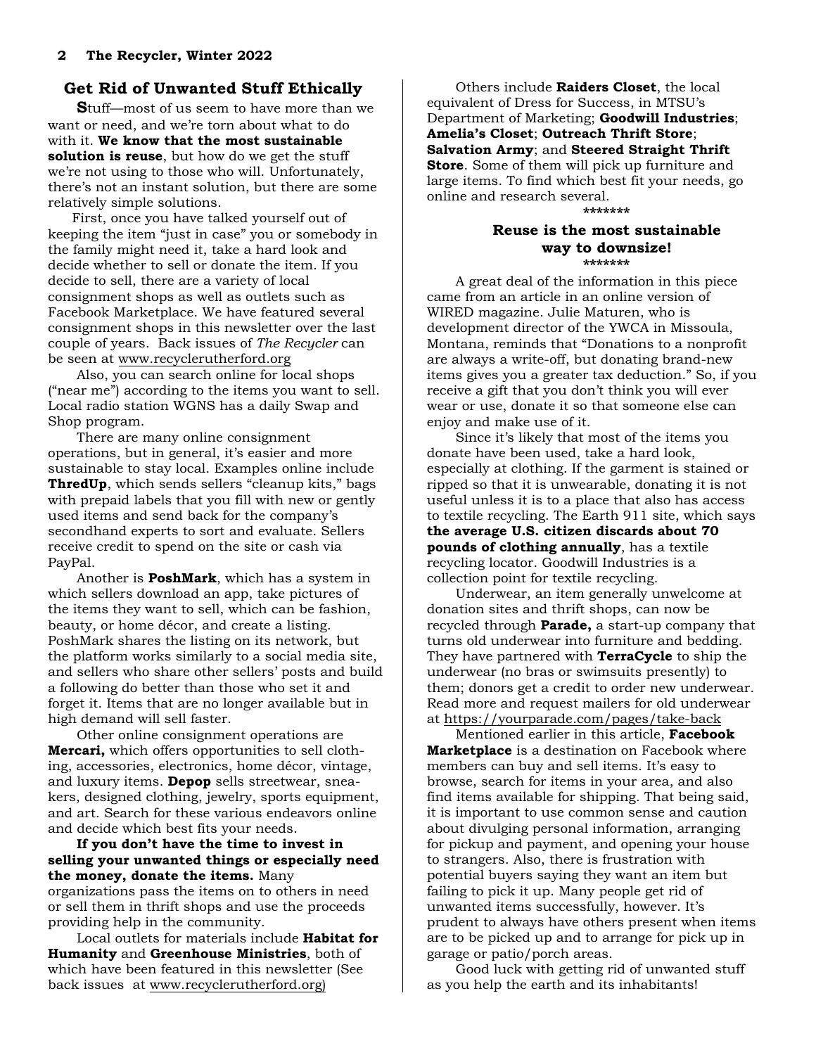## Get Rid of Unwanted Stuff Ethically

Stuff—most of us seem to have more than we want or need, and we're torn about what to do with it. **We know that the most sustainable solution is reuse**, but how do we get the stuff we're not using to those who will. Unfortunately, there's not an instant solution, but there are some relatively simple solutions.

First, once you have talked yourself out of keeping the item "just in case" you or somebody in the family might need it, take a hard look and decide whether to sell or donate the item. If you decide to sell, there are a variety of local consignment shops as well as outlets such as Facebook Marketplace. We have featured several consignment shops in this newsletter over the last couple of years. Back issues of *The Recycler* can be seen at www.recyclerutherford.org

Also, you can search online for local shops ("near me") according to the items you want to sell. Local radio station WGNS has a daily Swap and Shop program.

There are many online consignment operations, but in general, it's easier and more sustainable to stay local. Examples online include **ThredUp**, which sends sellers "cleanup kits," bags with prepaid labels that you fill with new or gently used items and send back for the company's secondhand experts to sort and evaluate. Sellers receive credit to spend on the site or cash via PayPal.

Another is **PoshMark**, which has a system in which sellers download an app, take pictures of the items they want to sell, which can be fashion, beauty, or home décor, and create a listing. PoshMark shares the listing on its network, but the platform works similarly to a social media site, and sellers who share other sellers' posts and build a following do better than those who set it and forget it. Items that are no longer available but in high demand will sell faster.

Other online consignment operations are **Mercari,** which offers opportunities to sell clothing, accessories, electronics, home décor, vintage, and luxury items. **Depop** sells streetwear, sneakers, designed clothing, jewelry, sports equipment, and art. Search for these various endeavors online and decide which best fits your needs.

**If you don't have the time to invest in selling your unwanted things or especially need the money, donate the items.** Many organizations pass the items on to others in need or sell them in thrift shops and use the proceeds providing help in the community.

Local outlets for materials include **Habitat for Humanity** and **Greenhouse Ministries**, both of which have been featured in this newsletter (See back issues at www.recyclerutherford.org)

Others include **Raiders Closet**, the local equivalent of Dress for Success, in MTSU's Department of Marketing; **Goodwill Industries**; **Amelia's Closet**; **Outreach Thrift Store**; **Salvation Army**; and **Steered Straight Thrift Store**. Some of them will pick up furniture and large items. To find which best fit your needs, go online and research several.

\*\*\*\*\*\*\*

**Reuse is the most sustainable way to downsize!**

\*\*\*\*\*\*\*

A great deal of the information in this piece came from an article in an online version of WIRED magazine. Julie Maturen, who is development director of the YWCA in Missoula, Montana, reminds that "Donations to a nonprofit are always a write-off, but donating brand-new items gives you a greater tax deduction." So, if you receive a gift that you don't think you will ever wear or use, donate it so that someone else can enjoy and make use of it.

Since it's likely that most of the items you donate have been used, take a hard look, especially at clothing. If the garment is stained or ripped so that it is unwearable, donating it is not useful unless it is to a place that also has access to textile recycling. The Earth 911 site, which says **the average U.S. citizen discards about 70 pounds of clothing annually**, has a textile recycling locator. Goodwill Industries is a collection point for textile recycling.

Underwear, an item generally unwelcome at donation sites and thrift shops, can now be recycled through **Parade,** a start-up company that turns old underwear into furniture and bedding. They have partnered with **TerraCycle** to ship the underwear (no bras or swimsuits presently) to them; donors get a credit to order new underwear. Read more and request mailers for old underwear at https://yourparade.com/pages/take-back

Mentioned earlier in this article, **Facebook Marketplace** is a destination on Facebook where members can buy and sell items. It's easy to browse, search for items in your area, and also find items available for shipping. That being said, it is important to use common sense and caution about divulging personal information, arranging for pickup and payment, and opening your house to strangers. Also, there is frustration with potential buyers saying they want an item but failing to pick it up. Many people get rid of unwanted items successfully, however. It's prudent to always have others present when items are to be picked up and to arrange for pick up in garage or patio/porch areas.

Good luck with getting rid of unwanted stuff as you help the earth and its inhabitants!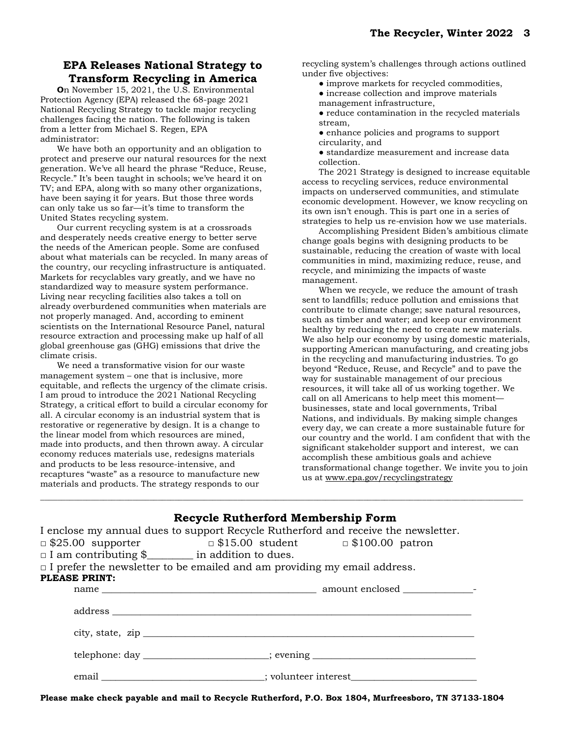## EPA Releases National Strategy to Transform Recycling in America

On November 15, 2021, the U.S. Environmental Protection Agency (EPA) released the 68-page 2021 National Recycling Strategy to tackle major recycling challenges facing the nation. The following is taken from a letter from Michael S. Regen, EPA administrator:

We have both an opportunity and an obligation to protect and preserve our natural resources for the next generation. We've all heard the phrase "Reduce, Reuse, Recycle." It's been taught in schools; we've heard it on TV; and EPA, along with so many other organizations, have been saying it for years. But those three words can only take us so far—it's time to transform the United States recycling system.

Our current recycling system is at a crossroads and desperately needs creative energy to better serve the needs of the American people. Some are confused about what materials can be recycled. In many areas of the country, our recycling infrastructure is antiquated. Markets for recyclables vary greatly, and we have no standardized way to measure system performance. Living near recycling facilities also takes a toll on already overburdened communities when materials are not properly managed. And, according to eminent scientists on the International Resource Panel, natural resource extraction and processing make up half of all global greenhouse gas (GHG) emissions that drive the climate crisis.

We need a transformative vision for our waste management system – one that is inclusive, more equitable, and reflects the urgency of the climate crisis. I am proud to introduce the 2021 National Recycling Strategy, a critical effort to build a circular economy for all. A circular economy is an industrial system that is restorative or regenerative by design. It is a change to the linear model from which resources are mined, made into products, and then thrown away. A circular economy reduces materials use, redesigns materials and products to be less resource-intensive, and recaptures "waste" as a resource to manufacture new materials and products. The strategy responds to our recycling system's challenges through actions outlined under five objectives:

- improve markets for recycled commodities,
- increase collection and improve materials management infrastructure,
- reduce contamination in the recycled materials stream,
- enhance policies and programs to support circularity, and
- standardize measurement and increase data collection.

The 2021 Strategy is designed to increase equitable access to recycling services, reduce environmental impacts on underserved communities, and stimulate economic development. However, we know recycling on its own isn't enough. This is part one in a series of strategies to help us re-envision how we use materials.

Accomplishing President Biden's ambitious climate change goals begins with designing products to be sustainable, reducing the creation of waste with local communities in mind, maximizing reduce, reuse, and recycle, and minimizing the impacts of waste management.

When we recycle, we reduce the amount of trash sent to landfills; reduce pollution and emissions that contribute to climate change; save natural resources, such as timber and water; and keep our environment healthy by reducing the need to create new materials. We also help our economy by using domestic materials, supporting American manufacturing, and creating jobs in the recycling and manufacturing industries. To go beyond "Reduce, Reuse, and Recycle" and to pave the way for sustainable management of our precious resources, it will take all of us working together. We call on all Americans to help meet this moment—businesses, state and local governments, Tribal Nations, and individuals. By making simple changes every day, we can create a more sustainable future for our country and the world. I am confident that with the significant stakeholder support and interest, we can accomplish these ambitious goals and achieve transformational change together. We invite you to join us at www.epa.gov/recyclingstrategy

---

## Recycle Rutherford Membership Form

I enclose my annual dues to support Recycle Rutherford and receive the newsletter.

□ $25.00 supporter □ $15.00 student □ $100.00 patron

□ I am contributing $________ in addition to dues.

□ I prefer the newsletter to be emailed and am providing my email address.

**PLEASE PRINT:**

name ___________________________________________ amount enclosed ______________-

address ___________________________________________________________________________

city, state, zip ___________________________________________________________________

telephone: day ________________________; evening ________________________________

email ________________________________; volunteer interest_________________________

**Please make check payable and mail to Recycle Rutherford, P.O. Box 1804, Murfreesboro, TN 37133-1804**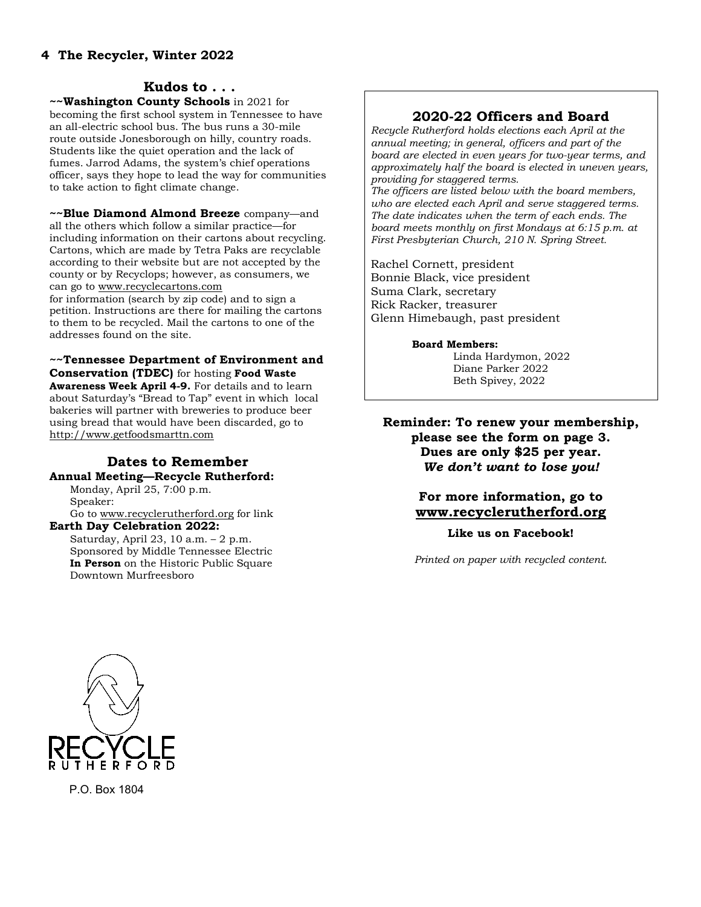## Kudos to . . .

~~**Washington County Schools** in 2021 for becoming the first school system in Tennessee to have an all-electric school bus. The bus runs a 30-mile route outside Jonesborough on hilly, country roads. Students like the quiet operation and the lack of fumes. Jarrod Adams, the system's chief operations officer, says they hope to lead the way for communities to take action to fight climate change.

~~**Blue Diamond Almond Breeze** company—and all the others which follow a similar practice—for including information on their cartons about recycling. Cartons, which are made by Tetra Paks are recyclable according to their website but are not accepted by the county or by Recyclops; however, as consumers, we can go to www.recyclecartons.com for information (search by zip code) and to sign a petition. Instructions are there for mailing the cartons to them to be recycled. Mail the cartons to one of the addresses found on the site.

~~**Tennessee Department of Environment and Conservation (TDEC)** for hosting **Food Waste Awareness Week April 4-9.** For details and to learn about Saturday's "Bread to Tap" event in which local bakeries will partner with breweries to produce beer using bread that would have been discarded, go to http://www.getfoodsmarttn.com

## Dates to Remember

**Annual Meeting—Recycle Rutherford:**
Monday, April 25, 7:00 p.m.
Speaker:
Go to www.recyclerutherford.org for link

**Earth Day Celebration 2022:**
Saturday, April 23, 10 a.m. – 2 p.m.
Sponsored by Middle Tennessee Electric
**In Person** on the Historic Public Square
Downtown Murfreesboro

## 2020-22 Officers and Board

*Recycle Rutherford holds elections each April at the annual meeting; in general, officers and part of the board are elected in even years for two-year terms, and approximately half the board is elected in uneven years, providing for staggered terms.*
*The officers are listed below with the board members, who are elected each April and serve staggered terms. The date indicates when the term of each ends. The board meets monthly on first Mondays at 6:15 p.m. at First Presbyterian Church, 210 N. Spring Street.*

Rachel Cornett, president
Bonnie Black, vice president
Suma Clark, secretary
Rick Racker, treasurer
Glenn Himebaugh, past president

**Board Members:**
Linda Hardymon, 2022
Diane Parker 2022
Beth Spivey, 2022

**Reminder: To renew your membership, please see the form on page 3. Dues are only $25 per year.**
***We don't want to lose you!***

**For more information, go to www.recyclerutherford.org**

**Like us on Facebook!**

*Printed on paper with recycled content.*

RECYCLE RUTHERFORD
P.O. Box 1804